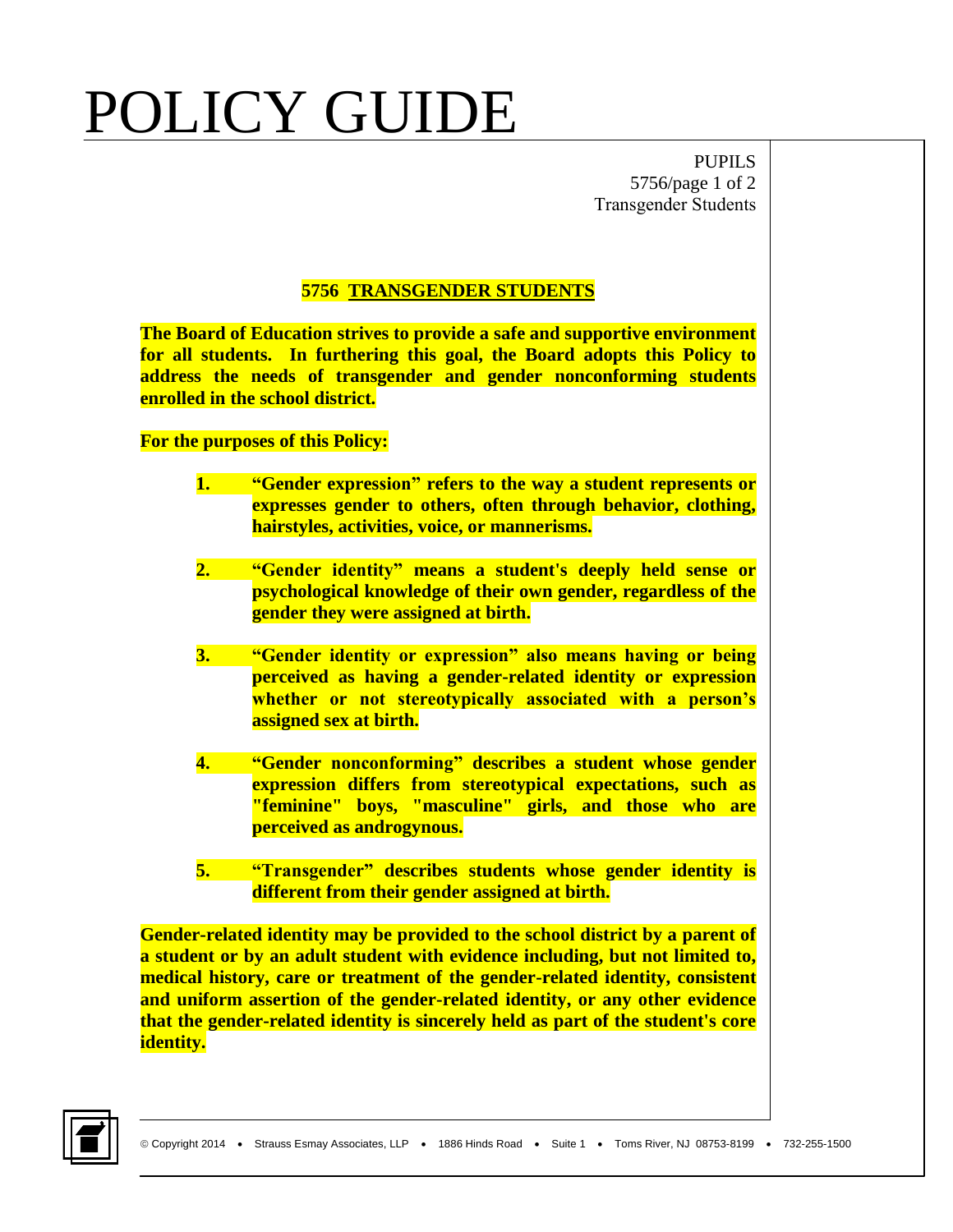# POLICY GUIDE

PUPILS
5756
Transgender Students

## 5756 TRANSGENDER STUDENTS

**The Board of Education strives to provide a safe and supportive environment for all students. In furthering this goal, the Board adopts this Policy to address the needs of transgender and gender nonconforming students enrolled in the school district.**

**For the purposes of this Policy:**

1. **"Gender expression" refers to the way a student represents or expresses gender to others, often through behavior, clothing, hairstyles, activities, voice, or mannerisms.**

2. **"Gender identity" means a student's deeply held sense or psychological knowledge of their own gender, regardless of the gender they were assigned at birth.**

3. **"Gender identity or expression" also means having or being perceived as having a gender-related identity or expression whether or not stereotypically associated with a person's assigned sex at birth.**

4. **"Gender nonconforming" describes a student whose gender expression differs from stereotypical expectations, such as "feminine" boys, "masculine" girls, and those who are perceived as androgynous.**

5. **"Transgender" describes students whose gender identity is different from their gender assigned at birth.**

**Gender-related identity may be provided to the school district by a parent of a student or by an adult student with evidence including, but not limited to, medical history, care or treatment of the gender-related identity, consistent and uniform assertion of the gender-related identity, or any other evidence that the gender-related identity is sincerely held as part of the student's core identity.**

© Copyright 2014 • Strauss Esmay Associates, LLP • 1886 Hinds Road • Suite 1 • Toms River, NJ 08753-8199 • 732-255-1500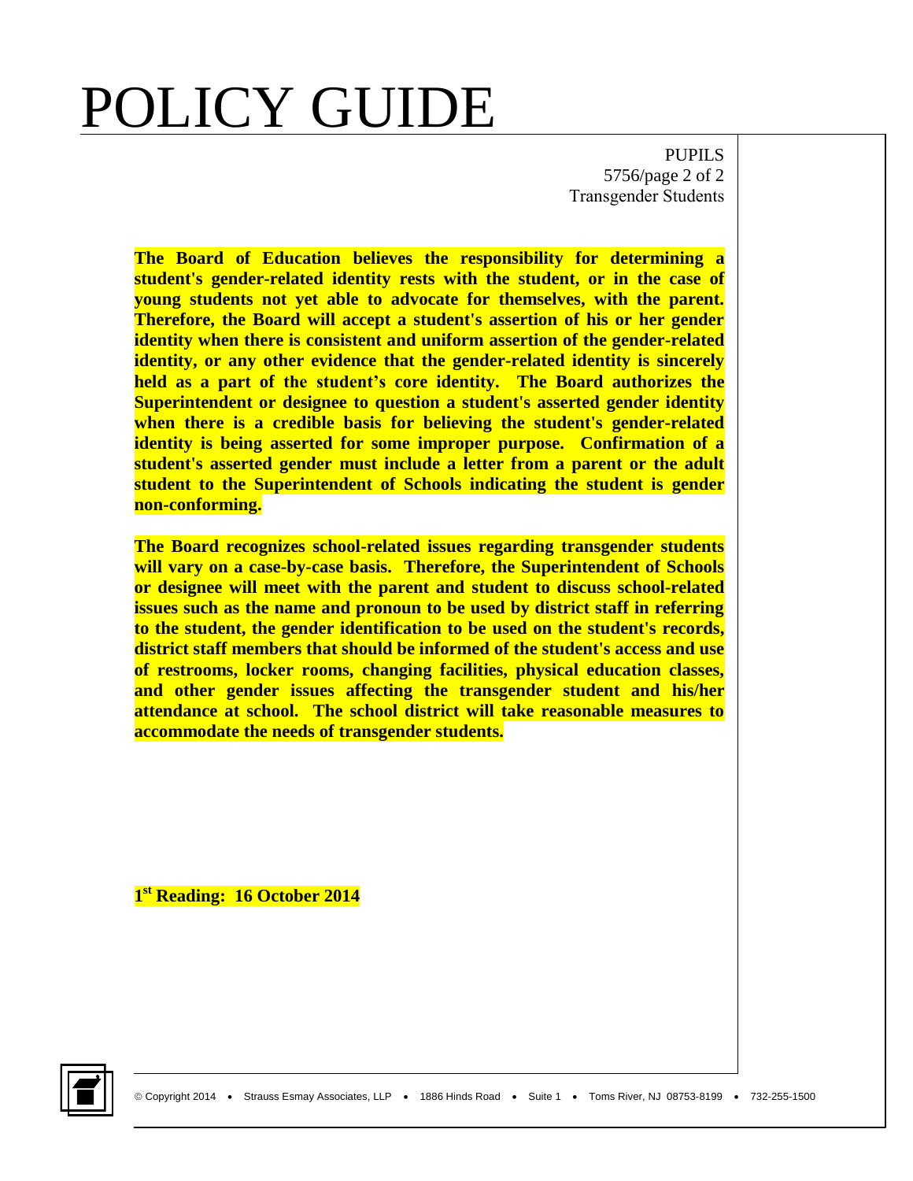**The Board of Education believes the responsibility for determining a student's gender-related identity rests with the student, or in the case of young students not yet able to advocate for themselves, with the parent. Therefore, the Board will accept a student's assertion of his or her gender identity when there is consistent and uniform assertion of the gender-related identity, or any other evidence that the gender-related identity is sincerely held as a part of the student's core identity. The Board authorizes the Superintendent or designee to question a student's asserted gender identity when there is a credible basis for believing the student's gender-related identity is being asserted for some improper purpose. Confirmation of a student's asserted gender must include a letter from a parent or the adult student to the Superintendent of Schools indicating the student is gender non-conforming.**

**The Board recognizes school-related issues regarding transgender students will vary on a case-by-case basis. Therefore, the Superintendent of Schools or designee will meet with the parent and student to discuss school-related issues such as the name and pronoun to be used by district staff in referring to the student, the gender identification to be used on the student's records, district staff members that should be informed of the student's access and use of restrooms, locker rooms, changing facilities, physical education classes, and other gender issues affecting the transgender student and his/her attendance at school. The school district will take reasonable measures to accommodate the needs of transgender students.**

**1st Reading: 16 October 2014**